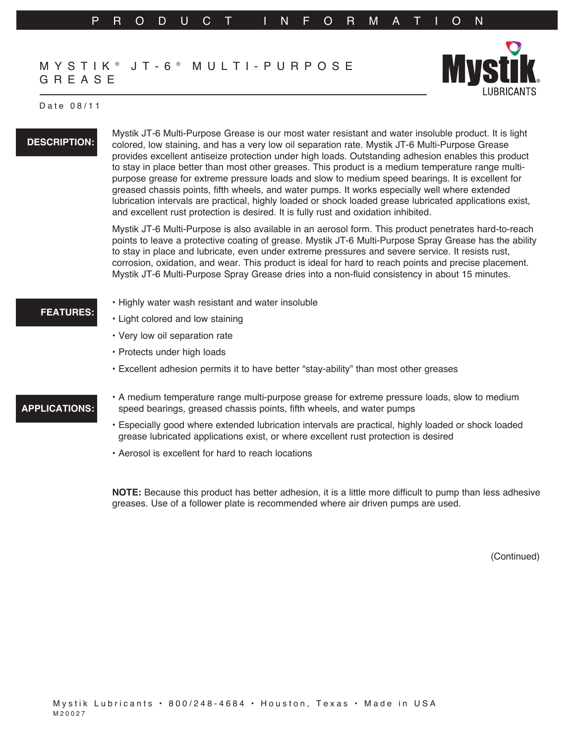# MYSTIK® JT-6® MULTI-PURPOSE GREASE

Date 08/11

**DESCRIPTION:**

Mystik JT-6 Multi-Purpose Grease is our most water resistant and water insoluble product. It is light colored, low staining, and has a very low oil separation rate. Mystik JT-6 Multi-Purpose Grease provides excellent antiseize protection under high loads. Outstanding adhesion enables this product to stay in place better than most other greases. This product is a medium temperature range multi-purpose grease for extreme pressure loads and slow to medium speed bearings. It is excellent for greased chassis points, fifth wheels, and water pumps. It works especially well where extended lubrication intervals are practical, highly loaded or shock loaded grease lubricated applications exist, and excellent rust protection is desired. It is fully rust and oxidation inhibited.

Mystik JT-6 Multi-Purpose is also available in an aerosol form. This product penetrates hard-to-reach points to leave a protective coating of grease. Mystik JT-6 Multi-Purpose Spray Grease has the ability to stay in place and lubricate, even under extreme pressures and severe service. It resists rust, corrosion, oxidation, and wear. This product is ideal for hard to reach points and precise placement. Mystik JT-6 Multi-Purpose Spray Grease dries into a non-fluid consistency in about 15 minutes.

**FEATURES:**

- Highly water wash resistant and water insoluble
- Light colored and low staining
- Very low oil separation rate
- Protects under high loads
- Excellent adhesion permits it to have better "stay-ability" than most other greases

**APPLICATIONS:**

- A medium temperature range multi-purpose grease for extreme pressure loads, slow to medium speed bearings, greased chassis points, fifth wheels, and water pumps
- Especially good where extended lubrication intervals are practical, highly loaded or shock loaded grease lubricated applications exist, or where excellent rust protection is desired
- Aerosol is excellent for hard to reach locations

**NOTE:** Because this product has better adhesion, it is a little more difficult to pump than less adhesive greases. Use of a follower plate is recommended where air driven pumps are used.

(Continued)

Mystik Lubricants • 800/248-4684 • Houston, Texas • Made in USA
M20027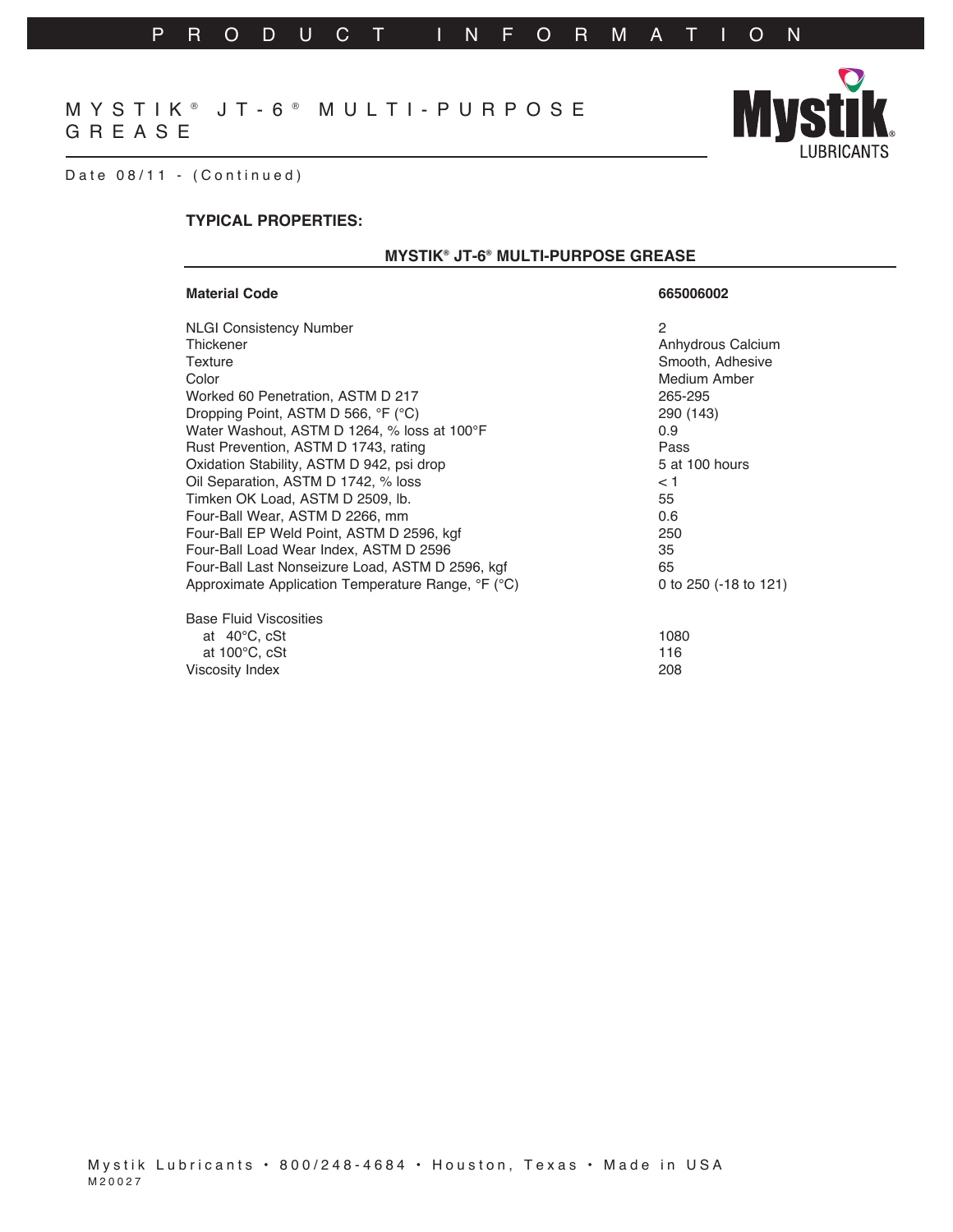# MYSTIK® JT-6® MULTI-PURPOSE GREASE

Date 08/11 - (Continued)

**TYPICAL PROPERTIES:**

| MYSTIK® JT-6® MULTI-PURPOSE GREASE | |
|---|---|
| **Material Code** | **665006002** |
| NLGI Consistency Number | 2 |
| Thickener | Anhydrous Calcium |
| Texture | Smooth, Adhesive |
| Color | Medium Amber |
| Worked 60 Penetration, ASTM D 217 | 265-295 |
| Dropping Point, ASTM D 566, °F (°C) | 290 (143) |
| Water Washout, ASTM D 1264, % loss at 100°F | 0.9 |
| Rust Prevention, ASTM D 1743, rating | Pass |
| Oxidation Stability, ASTM D 942, psi drop | 5 at 100 hours |
| Oil Separation, ASTM D 1742, % loss | < 1 |
| Timken OK Load, ASTM D 2509, lb. | 55 |
| Four-Ball Wear, ASTM D 2266, mm | 0.6 |
| Four-Ball EP Weld Point, ASTM D 2596, kgf | 250 |
| Four-Ball Load Wear Index, ASTM D 2596 | 35 |
| Four-Ball Last Nonseizure Load, ASTM D 2596, kgf | 65 |
| Approximate Application Temperature Range, °F (°C) | 0 to 250 (-18 to 121) |
| Base Fluid Viscosities | |
| at 40°C, cSt | 1080 |
| at 100°C, cSt | 116 |
| Viscosity Index | 208 |

Mystik Lubricants • 800/248-4684 • Houston, Texas • Made in USA
M20027